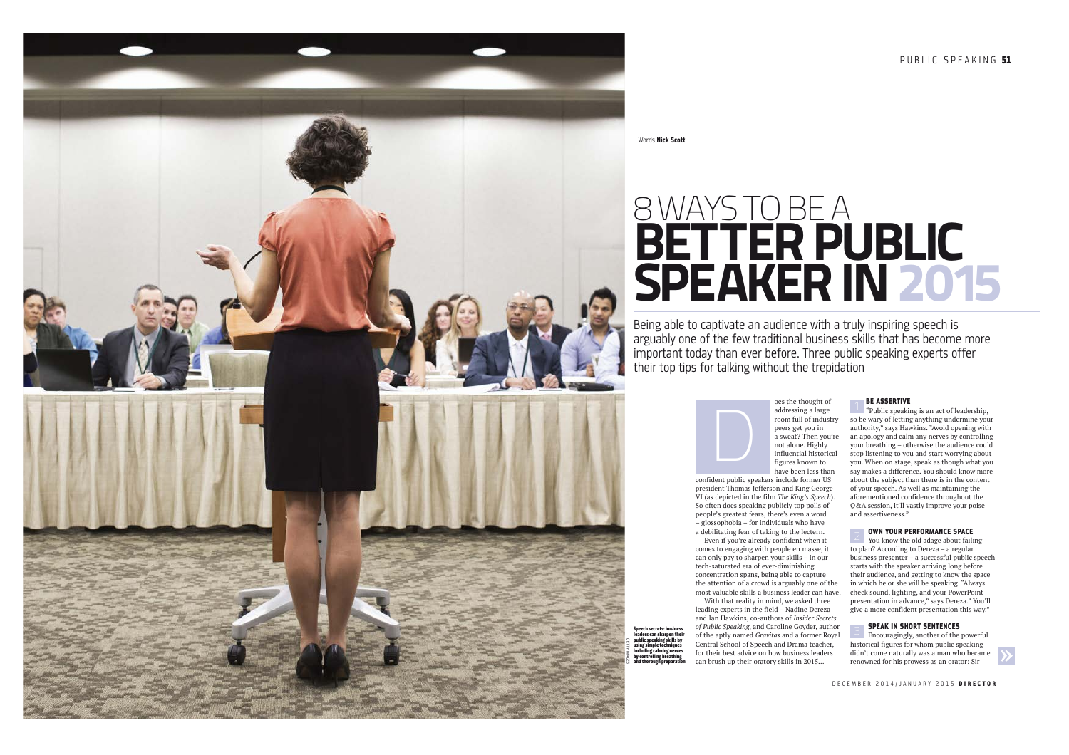Words **Nick Scott**

# 8 WAYS TO BE A **BETTER PUBLIC SPEAKER IN 2015**

Being able to captivate an audience with a truly inspiring speech is arguably one of the few traditional business skills that has become more important today than ever before. Three public speaking experts offer their top tips for talking without the trepidation

**Speech secrets: business leaders can sharpen their public speaking skills by using simple techniques including calming nerves by controlling breathing and thorough preparation**

Does the thought of addressing a large room full of industry peers get you in a sweat? Then you're not alone. Highly influential historical figures known to have been less than confident public speakers include former US president Thomas Jefferson and King George VI (as depicted in the film *The King's Speech*). So often does speaking publicly top polls of people's greatest fears, there's even a word – glossophobia – for individuals who have a debilitating fear of taking to the lectern.

Even if you're already confident when it comes to engaging with people en masse, it can only pay to sharpen your skills – in our tech-saturated era of ever-diminishing concentration spans, being able to capture the attention of a crowd is arguably one of the most valuable skills a business leader can have.

With that reality in mind, we asked three leading experts in the field – Nadine Dereza and Ian Hawkins, co-authors of *Insider Secrets of Public Speaking*, and Caroline Goyder, author of the aptly named *Gravitas* and a former Royal Central School of Speech and Drama teacher, for their best advice on how business leaders can brush up their oratory skills in 2015...

### 1 BE ASSERTIVE

"Public speaking is an act of leadership, so be wary of letting anything undermine your authority," says Hawkins. "Avoid opening with an apology and calm any nerves by controlling your breathing – otherwise the audience could stop listening to you and start worrying about you. When on stage, speak as though what you say makes a difference. You should know more about the subject than there is in the content of your speech. As well as maintaining the aforementioned confidence throughout the Q&A session, it'll vastly improve your poise and assertiveness."

### 2 OWN YOUR PERFORMANCE SPACE

You know the old adage about failing to plan? According to Dereza – a regular business presenter – a successful public speech starts with the speaker arriving long before their audience, and getting to know the space in which he or she will be speaking. "Always check sound, lighting, and your PowerPoint presentation in advance," says Dereza." You'll give a more confident presentation this way."

### 3 SPEAK IN SHORT SENTENCES

Encouragingly, another of the powerful historical figures for whom public speaking didn't come naturally was a man who became renowned for his prowess as an orator: Sir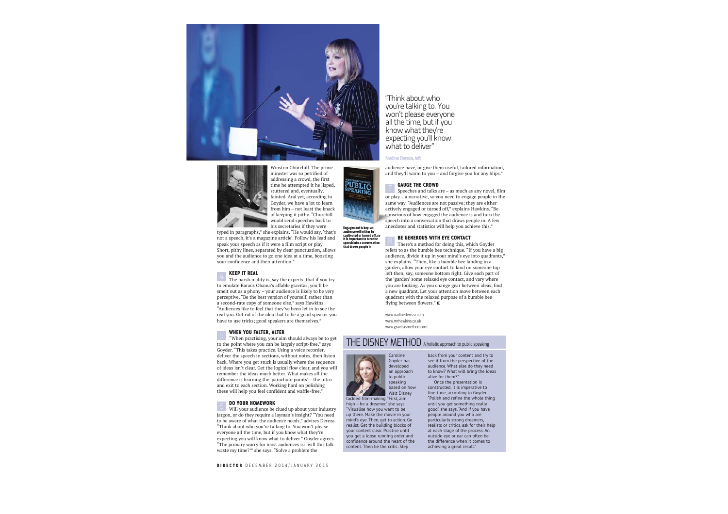"Think about who you're talking to. You won't please everyone all the time, but if you know what they're expecting you'll know what to deliver"

**Nadine Dereza, left**

Winston Churchill. The prime minister was so petrified of addressing a crowd, the first time he attempted it he lisped, stuttered and, eventually, fainted. And yet, according to Goyder, we have a lot to learn from him – not least the knack of keeping it pithy. "Churchill would send speeches back to his secretaries if they were typed in paragraphs," she explains. "He would say, 'that's not a speech, it's a magazine article'. Follow his lead and speak your speech as if it were a film script or play. Short, pithy lines, separated by clear punctuation, allows you and the audience to go one idea at a time, boosting your confidence and their attention."

### 4 KEEP IT REAL

The harsh reality is, say the experts, that if you try to emulate Barack Obama's affable gravitas, you'll be smelt out as a phony – your audience is likely to be very perceptive. "Be the best version of yourself, rather than a second-rate copy of someone else," says Hawkins. "Audiences like to feel that they've been let in to see the real you. Get rid of the idea that to be a good speaker you have to use tricks; good speakers are themselves."

### 5 WHEN YOU FALTER, ALTER

"When practising, your aim should always be to get to the point where you can be largely script-free," says Goyder. "This takes practice. Using a voice recorder, deliver the speech in sections, without notes, then listen back. Where you get stuck is usually where the sequence of ideas isn't clear. Get the logical flow clear, and you will remember the ideas much better. What makes all the difference is learning the 'parachute points' – the intro and exit to each section. Working hard on polishing these will help you feel confident and waffle-free."

### 6 DO YOUR HOMEWORK

Will your audience be clued up about your industry jargon, or do they require a layman's insight? "You need to be aware of what the audience needs," advises Dereza. "Think about who you're talking to. You won't please everyone all the time, but if you know what they're expecting you will know what to deliver." Goyder agrees. "The primary worry for most audiences is: 'will this talk waste my time?'" she says. "Solve a problem the audience have, or give them useful, tailored information, and they'll warm to you – and forgive you for any blips."

**Engagement is key: an audience will either be captivated or turned off, so it is important to turn the speech into a conversation that draws people in**

### 7 GAUGE THE CROWD

Speeches and talks are – as much as any novel, film or play – a narrative, so you need to engage people in the same way. "Audiences are not passive; they are either actively engaged or turned off," explains Hawkins. "Be conscious of how engaged the audience is and turn the speech into a conversation that draws people in. A few anecdotes and statistics will help you achieve this."

### 8 BE GENEROUS WITH EYE CONTACT

There's a method for doing this, which Goyder refers to as the bumble bee technique. "If you have a big audience, divide it up in your mind's eye into quadrants," she explains. "Then, like a bumble bee landing in a garden, allow your eye contact to land on someone top left then, say, someone bottom right. Give each part of the 'garden' some relaxed eye contact, and vary where you are looking. As you change gear between ideas, find a new quadrant. Let your attention move between each quadrant with the relaxed purpose of a bumble bee flying between flowers."

www.nadinedereza.com
www.mrhawkins.co.uk
www.gravitasmethod.com

## THE DISNEY METHOD A holistic approach to public speaking

Caroline Goyder has developed an approach to public speaking based on how Walt Disney tackled film-making. "First, aim high – be a dreamer," she says. "Visualise how you want to be up there. Make the movie in your mind's eye. Then, get to action. Go realist. Get the building blocks of your content clear. Practise until you get a loose running order and confidence around the heart of the content. Then be the critic. Step back from your content and try to see it from the perspective of the audience. What else do they need to know? What will bring the ideas alive for them?"

Once the presentation is constructed, it is imperative to fine-tune, according to Goyder. "Polish and refine the whole thing until you get something really good," she says. "And if you have people around you who are particularly strong dreamers, realists or critics, ask for their help at each stage of the process. An outside eye or ear can often be the difference when it comes to achieving a great result."